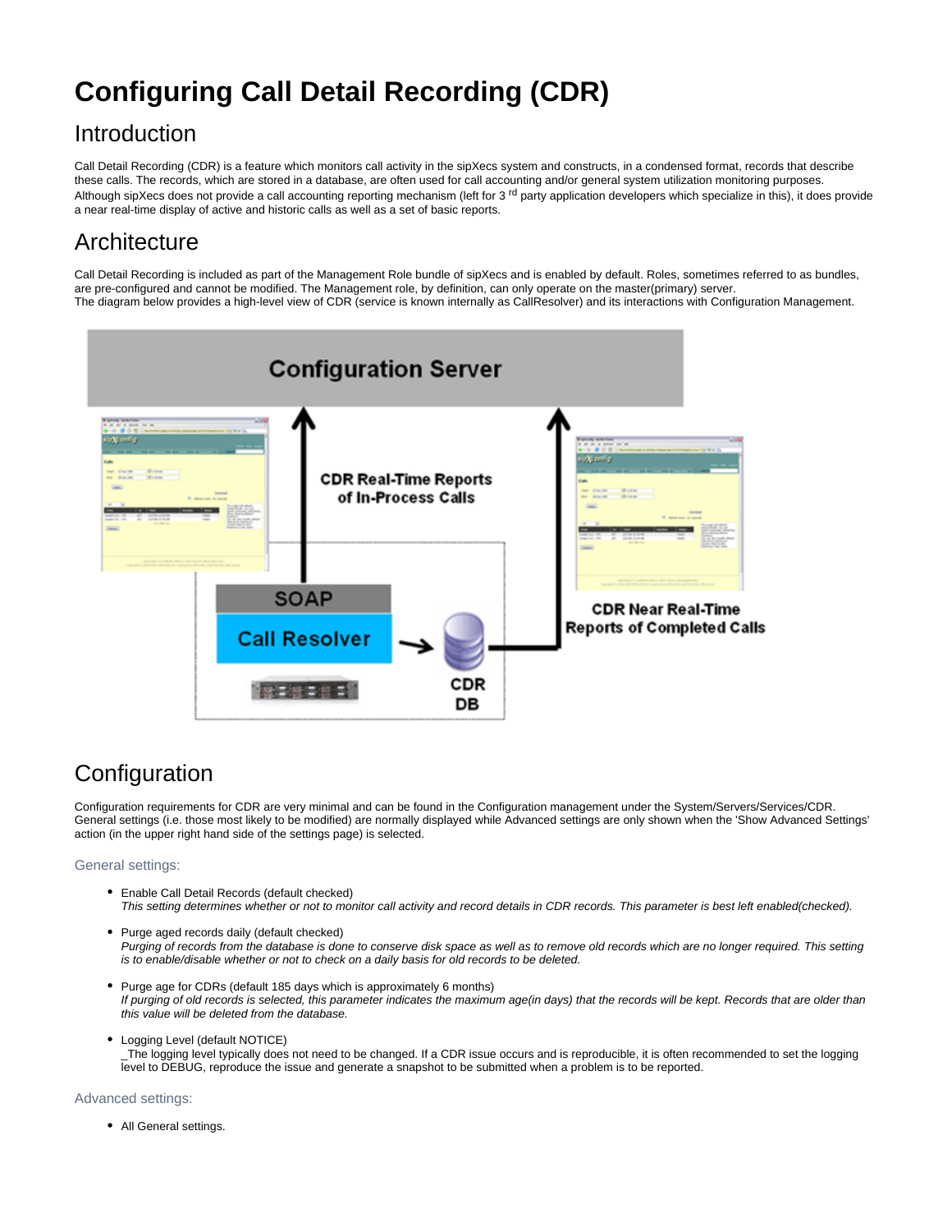# Configuring Call Detail Recording (CDR)

## Introduction

Call Detail Recording (CDR) is a feature which monitors call activity in the sipXecs system and constructs, in a condensed format, records that describe these calls. The records, which are stored in a database, are often used for call accounting and/or general system utilization monitoring purposes. Although sipXecs does not provide a call accounting reporting mechanism (left for 3 rd party application developers which specialize in this), it does provide a near real-time display of active and historic calls as well as a set of basic reports.

## Architecture

Call Detail Recording is included as part of the Management Role bundle of sipXecs and is enabled by default. Roles, sometimes referred to as bundles, are pre-configured and cannot be modified. The Management role, by definition, can only operate on the master(primary) server.
The diagram below provides a high-level view of CDR (service is known internally as CallResolver) and its interactions with Configuration Management.

## Configuration

Configuration requirements for CDR are very minimal and can be found in the Configuration management under the System/Servers/Services/CDR. General settings (i.e. those most likely to be modified) are normally displayed while Advanced settings are only shown when the 'Show Advanced Settings' action (in the upper right hand side of the settings page) is selected.

### General settings:

- Enable Call Detail Records (default checked)
  *This setting determines whether or not to monitor call activity and record details in CDR records. This parameter is best left enabled(checked).*
- Purge aged records daily (default checked)
  *Purging of records from the database is done to conserve disk space as well as to remove old records which are no longer required. This setting is to enable/disable whether or not to check on a daily basis for old records to be deleted.*
- Purge age for CDRs (default 185 days which is approximately 6 months)
  *If purging of old records is selected, this parameter indicates the maximum age(in days) that the records will be kept. Records that are older than this value will be deleted from the database.*
- Logging Level (default NOTICE)
  _The logging level typically does not need to be changed. If a CDR issue occurs and is reproducible, it is often recommended to set the logging level to DEBUG, reproduce the issue and generate a snapshot to be submitted when a problem is to be reported.

### Advanced settings:

- All General settings.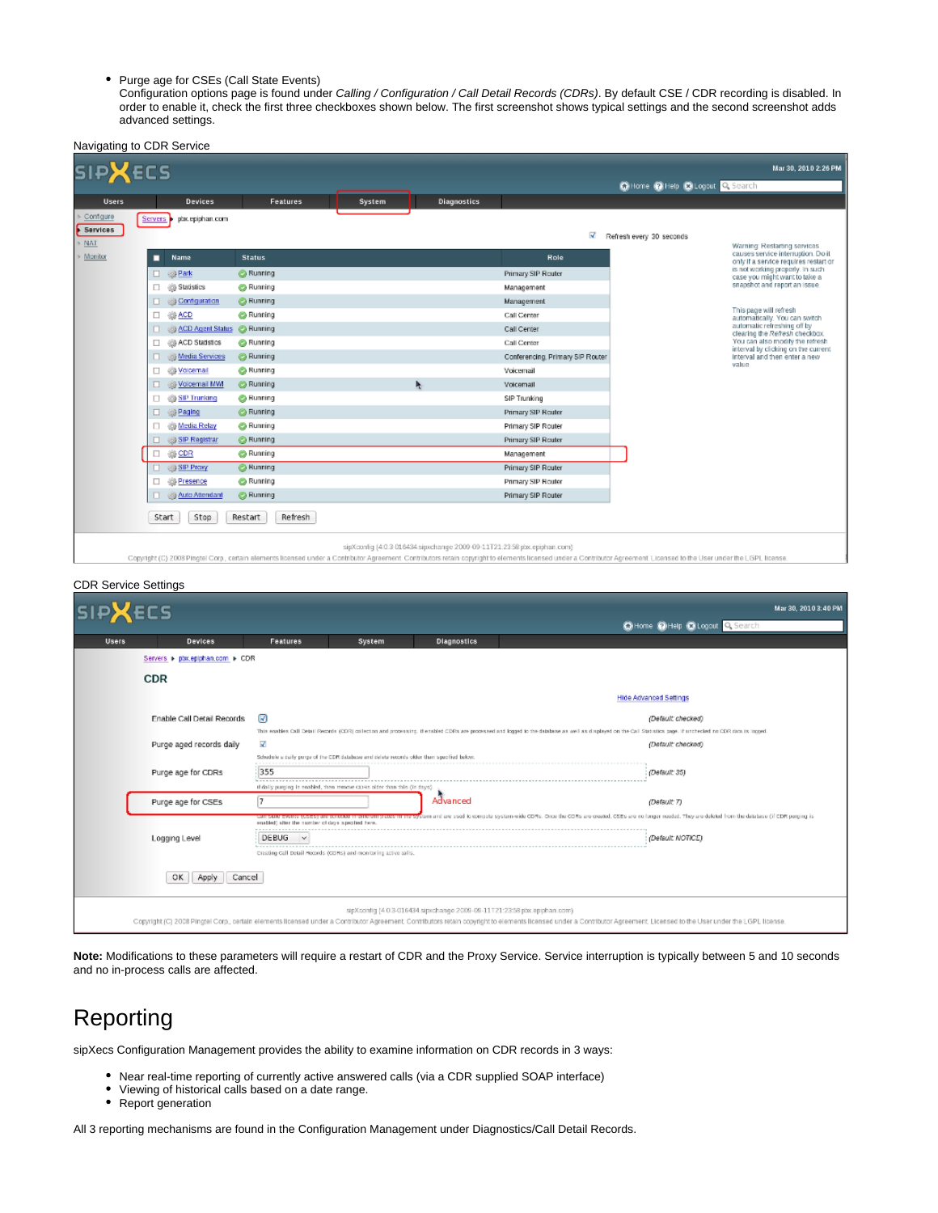- Purge age for CSEs (Call State Events)
  Configuration options page is found under *Calling / Configuration / Call Detail Records (CDRs)*. By default CSE / CDR recording is disabled. In order to enable it, check the first three checkboxes shown below. The first screenshot shows typical settings and the second screenshot adds advanced settings.

Navigating to CDR Service

CDR Service Settings

**Note:** Modifications to these parameters will require a restart of CDR and the Proxy Service. Service interruption is typically between 5 and 10 seconds and no in-process calls are affected.

# Reporting

sipXecs Configuration Management provides the ability to examine information on CDR records in 3 ways:

- Near real-time reporting of currently active answered calls (via a CDR supplied SOAP interface)
- Viewing of historical calls based on a date range.
- Report generation

All 3 reporting mechanisms are found in the Configuration Management under Diagnostics/Call Detail Records.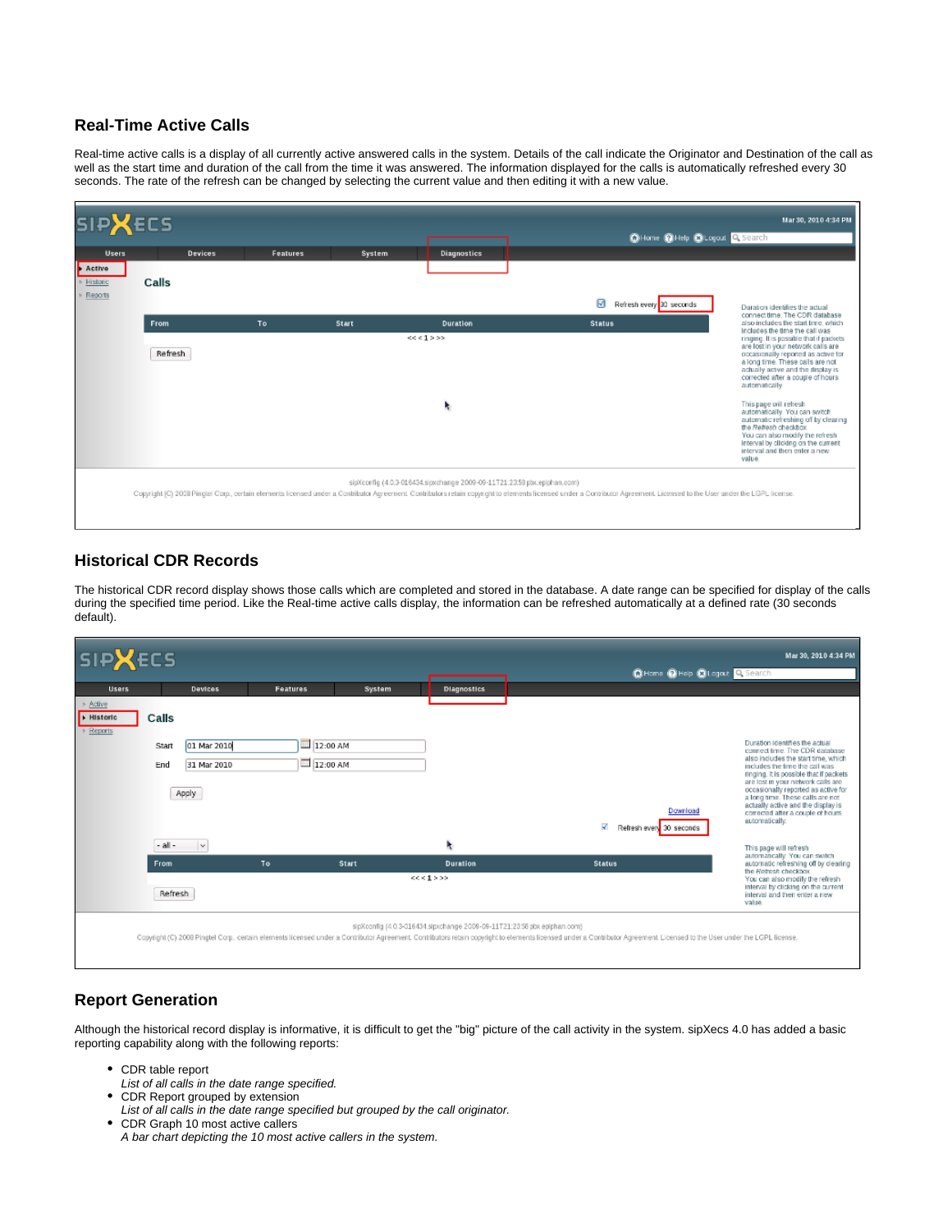## Real-Time Active Calls

Real-time active calls is a display of all currently active answered calls in the system. Details of the call indicate the Originator and Destination of the call as well as the start time and duration of the call from the time it was answered. The information displayed for the calls is automatically refreshed every 30 seconds. The rate of the refresh can be changed by selecting the current value and then editing it with a new value.

## Historical CDR Records

The historical CDR record display shows those calls which are completed and stored in the database. A date range can be specified for display of the calls during the specified time period. Like the Real-time active calls display, the information can be refreshed automatically at a defined rate (30 seconds default).

## Report Generation

Although the historical record display is informative, it is difficult to get the "big" picture of the call activity in the system. sipXecs 4.0 has added a basic reporting capability along with the following reports:

- CDR table report
  *List of all calls in the date range specified.*
- CDR Report grouped by extension
  *List of all calls in the date range specified but grouped by the call originator.*
- CDR Graph 10 most active callers
  *A bar chart depicting the 10 most active callers in the system.*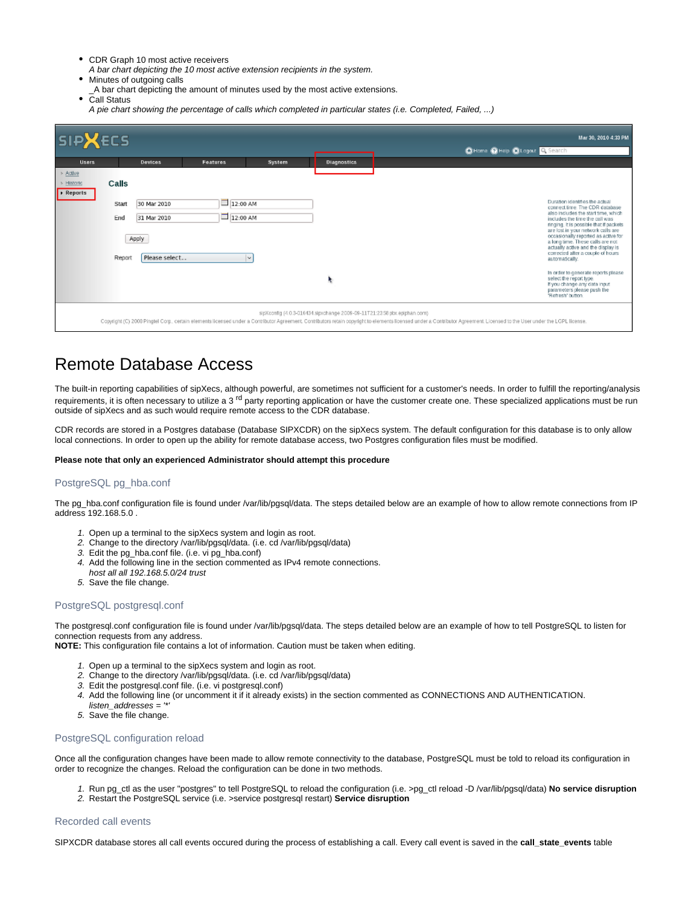- CDR Graph 10 most active receivers
  *A bar chart depicting the 10 most active extension recipients in the system.*
- Minutes of outgoing calls
  _A bar chart depicting the amount of minutes used by the most active extensions.
- Call Status
  *A pie chart showing the percentage of calls which completed in particular states (i.e. Completed, Failed, ...)*

# Remote Database Access

The built-in reporting capabilities of sipXecs, although powerful, are sometimes not sufficient for a customer's needs. In order to fulfill the reporting/analysis requirements, it is often necessary to utilize a 3rd party reporting application or have the customer create one. These specialized applications must be run outside of sipXecs and as such would require remote access to the CDR database.

CDR records are stored in a Postgres database (Database SIPXCDR) on the sipXecs system. The default configuration for this database is to only allow local connections. In order to open up the ability for remote database access, two Postgres configuration files must be modified.

**Please note that only an experienced Administrator should attempt this procedure**

## PostgreSQL pg_hba.conf

The pg_hba.conf configuration file is found under /var/lib/pgsql/data. The steps detailed below are an example of how to allow remote connections from IP address 192.168.5.0 .

1. Open up a terminal to the sipXecs system and login as root.
2. Change to the directory /var/lib/pgsql/data. (i.e. cd /var/lib/pgsql/data)
3. Edit the pg_hba.conf file. (i.e. vi pg_hba.conf)
4. Add the following line in the section commented as IPv4 remote connections.
   *host all all 192.168.5.0/24 trust*
5. Save the file change.

## PostgreSQL postgresql.conf

The postgresql.conf configuration file is found under /var/lib/pgsql/data. The steps detailed below are an example of how to tell PostgreSQL to listen for connection requests from any address.
**NOTE:** This configuration file contains a lot of information. Caution must be taken when editing.

1. Open up a terminal to the sipXecs system and login as root.
2. Change to the directory /var/lib/pgsql/data. (i.e. cd /var/lib/pgsql/data)
3. Edit the postgresql.conf file. (i.e. vi postgresql.conf)
4. Add the following line (or uncomment it if it already exists) in the section commented as CONNECTIONS AND AUTHENTICATION.
   *listen_addresses = '*'*
5. Save the file change.

## PostgreSQL configuration reload

Once all the configuration changes have been made to allow remote connectivity to the database, PostgreSQL must be told to reload its configuration in order to recognize the changes. Reload the configuration can be done in two methods.

1. Run pg_ctl as the user "postgres" to tell PostgreSQL to reload the configuration (i.e. >pg_ctl reload -D /var/lib/pgsql/data) **No service disruption**
2. Restart the PostgreSQL service (i.e. >service postgresql restart) **Service disruption**

## Recorded call events

SIPXCDR database stores all call events occured during the process of establishing a call. Every call event is saved in the **call_state_events** table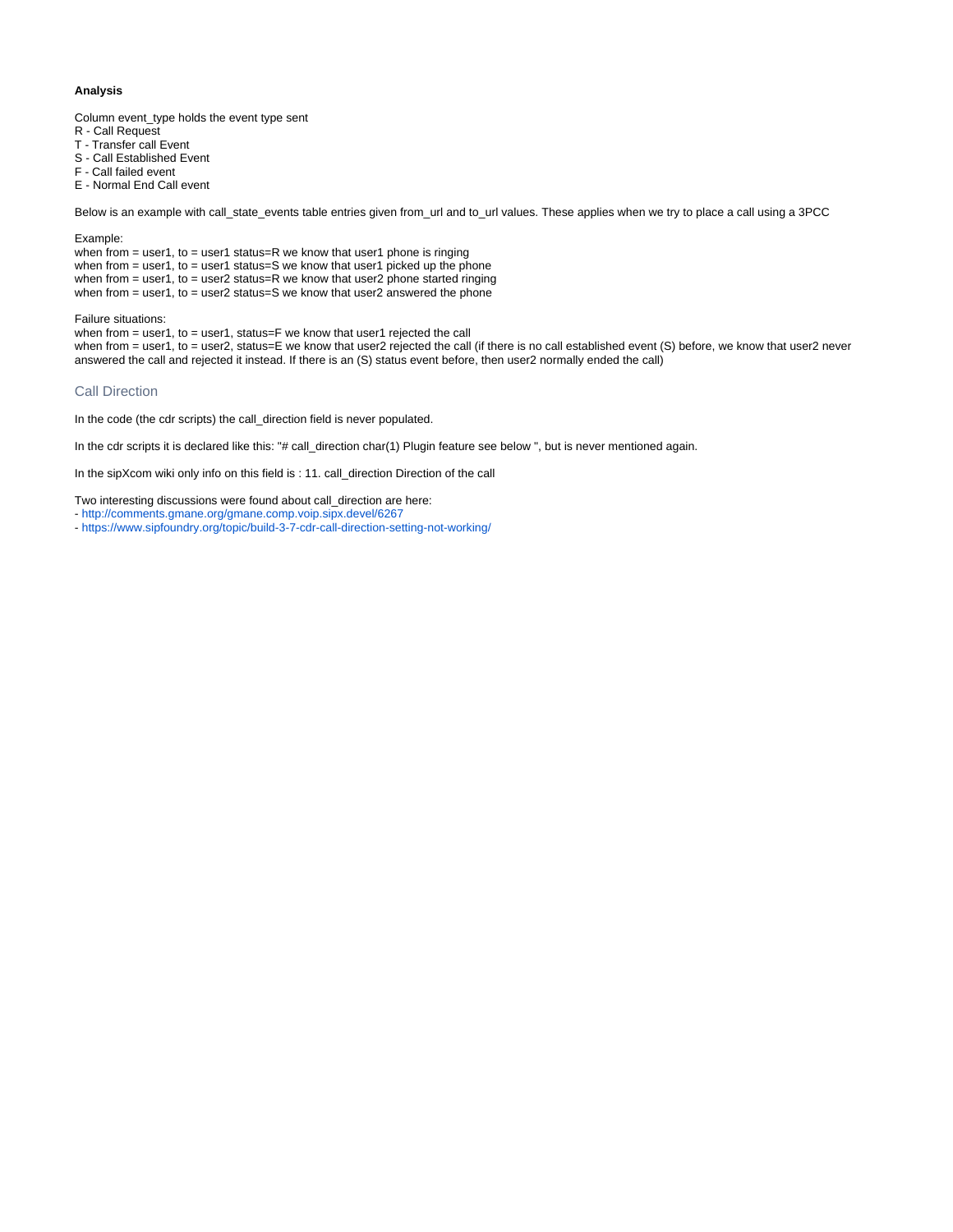**Analysis**

Column event_type holds the event type sent
R - Call Request
T - Transfer call Event
S - Call Established Event
F - Call failed event
E - Normal End Call event

Below is an example with call_state_events table entries given from_url and to_url values. These applies when we try to place a call using a 3PCC

Example:
when from = user1, to = user1 status=R we know that user1 phone is ringing
when from = user1, to = user1 status=S we know that user1 picked up the phone
when from = user1, to = user2 status=R we know that user2 phone started ringing
when from = user1, to = user2 status=S we know that user2 answered the phone

Failure situations:
when from = user1, to = user1, status=F we know that user1 rejected the call
when from = user1, to = user2, status=E we know that user2 rejected the call (if there is no call established event (S) before, we know that user2 never answered the call and rejected it instead. If there is an (S) status event before, then user2 normally ended the call)

## Call Direction

In the code (the cdr scripts) the call_direction field is never populated.

In the cdr scripts it is declared like this: "# call_direction char(1) Plugin feature see below ", but is never mentioned again.

In the sipXcom wiki only info on this field is : 11. call_direction Direction of the call

Two interesting discussions were found about call_direction are here:
- http://comments.gmane.org/gmane.comp.voip.sipx.devel/6267
- https://www.sipfoundry.org/topic/build-3-7-cdr-call-direction-setting-not-working/